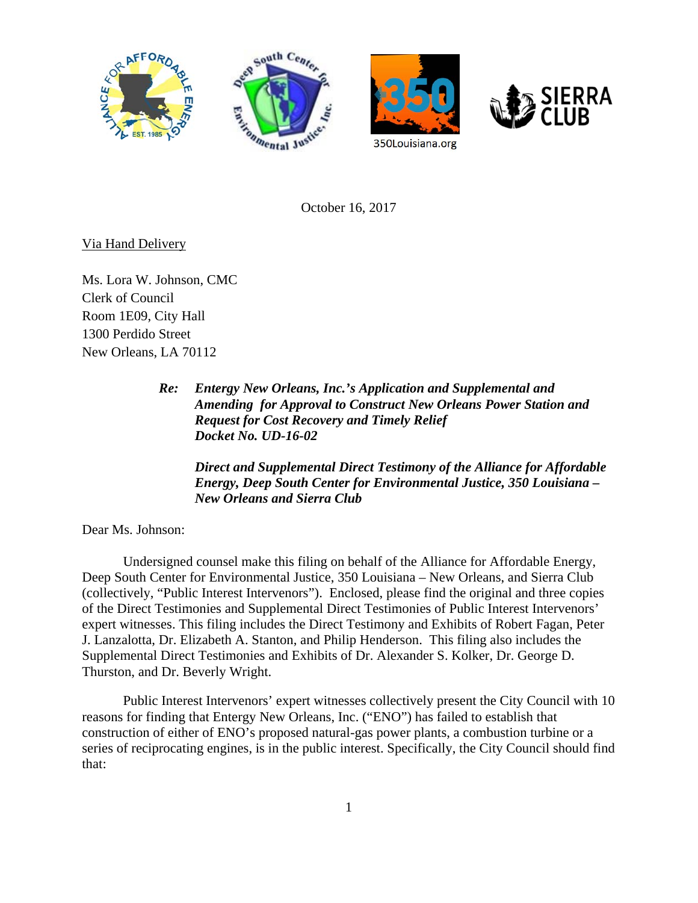October 16, 2017

Via Hand Delivery

Ms. Lora W. Johnson, CMC
Clerk of Council
Room 1E09, City Hall
1300 Perdido Street
New Orleans, LA 70112

***Re:*** ***Entergy New Orleans, Inc.'s Application and Supplemental and Amending for Approval to Construct New Orleans Power Station and Request for Cost Recovery and Timely Relief***
***Docket No. UD-16-02***

***Direct and Supplemental Direct Testimony of the Alliance for Affordable Energy, Deep South Center for Environmental Justice, 350 Louisiana – New Orleans and Sierra Club***

Dear Ms. Johnson:

Undersigned counsel make this filing on behalf of the Alliance for Affordable Energy, Deep South Center for Environmental Justice, 350 Louisiana – New Orleans, and Sierra Club (collectively, "Public Interest Intervenors"). Enclosed, please find the original and three copies of the Direct Testimonies and Supplemental Direct Testimonies of Public Interest Intervenors' expert witnesses. This filing includes the Direct Testimony and Exhibits of Robert Fagan, Peter J. Lanzalotta, Dr. Elizabeth A. Stanton, and Philip Henderson. This filing also includes the Supplemental Direct Testimonies and Exhibits of Dr. Alexander S. Kolker, Dr. George D. Thurston, and Dr. Beverly Wright.

Public Interest Intervenors' expert witnesses collectively present the City Council with 10 reasons for finding that Entergy New Orleans, Inc. ("ENO") has failed to establish that construction of either of ENO's proposed natural-gas power plants, a combustion turbine or a series of reciprocating engines, is in the public interest. Specifically, the City Council should find that: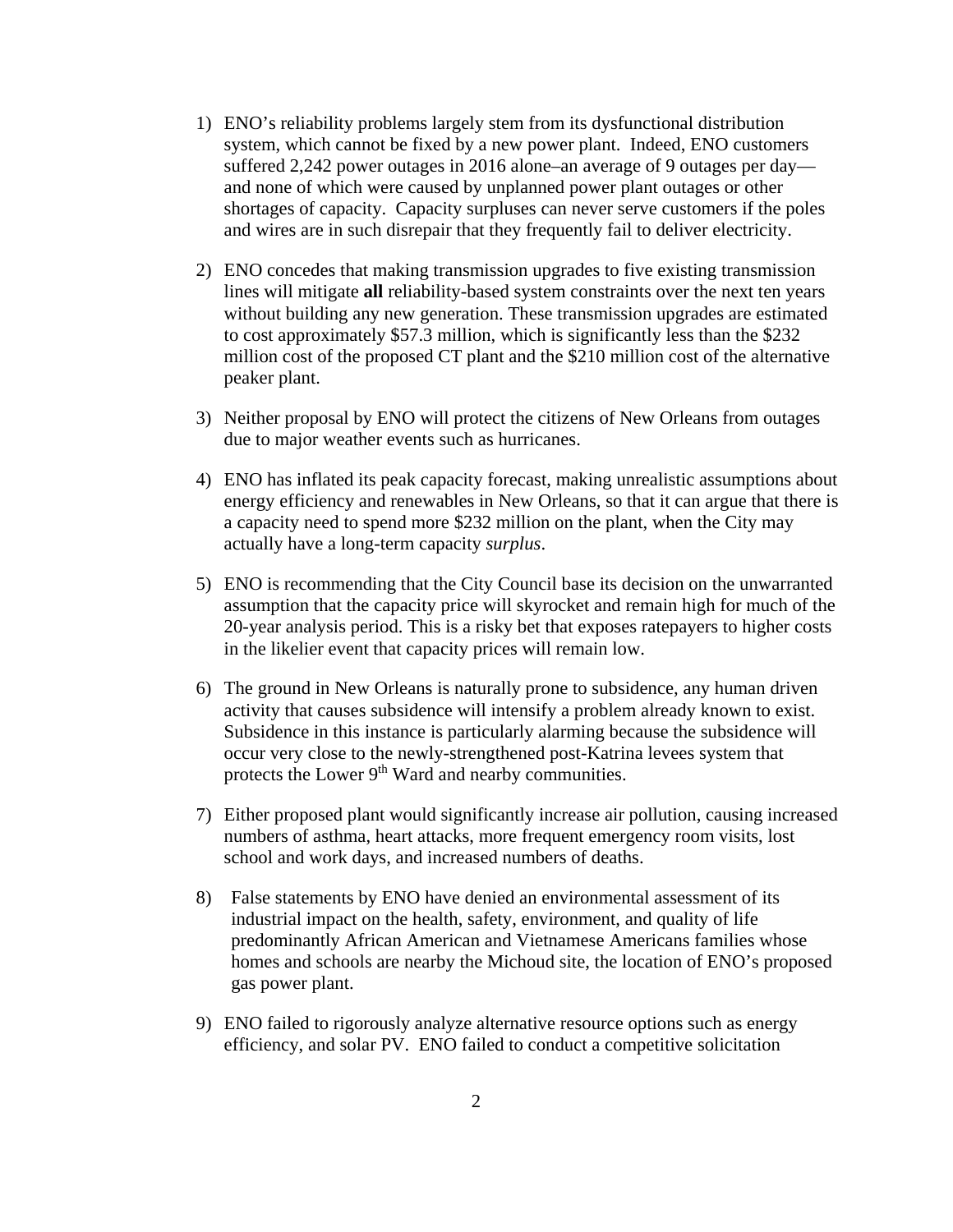1) ENO's reliability problems largely stem from its dysfunctional distribution system, which cannot be fixed by a new power plant. Indeed, ENO customers suffered 2,242 power outages in 2016 alone–an average of 9 outages per day—and none of which were caused by unplanned power plant outages or other shortages of capacity. Capacity surpluses can never serve customers if the poles and wires are in such disrepair that they frequently fail to deliver electricity.

2) ENO concedes that making transmission upgrades to five existing transmission lines will mitigate **all** reliability-based system constraints over the next ten years without building any new generation. These transmission upgrades are estimated to cost approximately $57.3 million, which is significantly less than the $232 million cost of the proposed CT plant and the $210 million cost of the alternative peaker plant.

3) Neither proposal by ENO will protect the citizens of New Orleans from outages due to major weather events such as hurricanes.

4) ENO has inflated its peak capacity forecast, making unrealistic assumptions about energy efficiency and renewables in New Orleans, so that it can argue that there is a capacity need to spend more $232 million on the plant, when the City may actually have a long-term capacity *surplus*.

5) ENO is recommending that the City Council base its decision on the unwarranted assumption that the capacity price will skyrocket and remain high for much of the 20-year analysis period. This is a risky bet that exposes ratepayers to higher costs in the likelier event that capacity prices will remain low.

6) The ground in New Orleans is naturally prone to subsidence, any human driven activity that causes subsidence will intensify a problem already known to exist. Subsidence in this instance is particularly alarming because the subsidence will occur very close to the newly-strengthened post-Katrina levees system that protects the Lower 9th Ward and nearby communities.

7) Either proposed plant would significantly increase air pollution, causing increased numbers of asthma, heart attacks, more frequent emergency room visits, lost school and work days, and increased numbers of deaths.

8) False statements by ENO have denied an environmental assessment of its industrial impact on the health, safety, environment, and quality of life predominantly African American and Vietnamese Americans families whose homes and schools are nearby the Michoud site, the location of ENO's proposed gas power plant.

9) ENO failed to rigorously analyze alternative resource options such as energy efficiency, and solar PV. ENO failed to conduct a competitive solicitation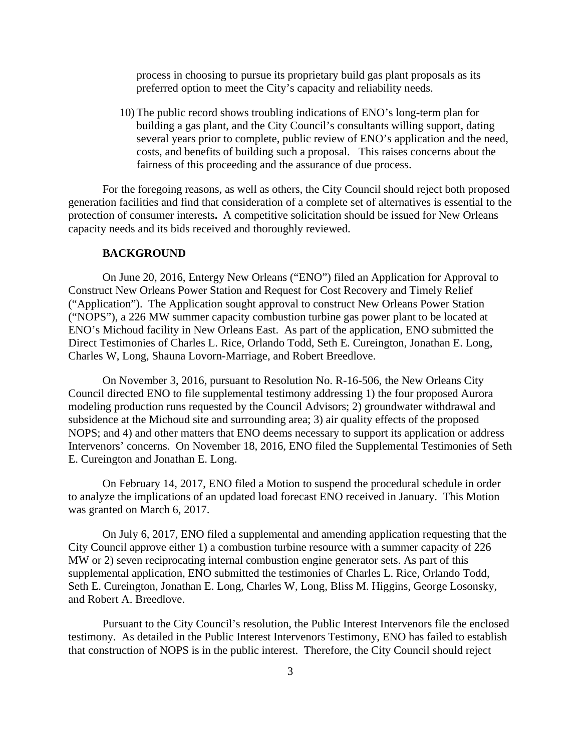process in choosing to pursue its proprietary build gas plant proposals as its preferred option to meet the City's capacity and reliability needs.

10) The public record shows troubling indications of ENO's long-term plan for building a gas plant, and the City Council's consultants willing support, dating several years prior to complete, public review of ENO's application and the need, costs, and benefits of building such a proposal. This raises concerns about the fairness of this proceeding and the assurance of due process.

For the foregoing reasons, as well as others, the City Council should reject both proposed generation facilities and find that consideration of a complete set of alternatives is essential to the protection of consumer interests**.** A competitive solicitation should be issued for New Orleans capacity needs and its bids received and thoroughly reviewed.

## BACKGROUND

On June 20, 2016, Entergy New Orleans ("ENO") filed an Application for Approval to Construct New Orleans Power Station and Request for Cost Recovery and Timely Relief ("Application"). The Application sought approval to construct New Orleans Power Station ("NOPS"), a 226 MW summer capacity combustion turbine gas power plant to be located at ENO's Michoud facility in New Orleans East. As part of the application, ENO submitted the Direct Testimonies of Charles L. Rice, Orlando Todd, Seth E. Cureington, Jonathan E. Long, Charles W, Long, Shauna Lovorn-Marriage, and Robert Breedlove.

On November 3, 2016, pursuant to Resolution No. R-16-506, the New Orleans City Council directed ENO to file supplemental testimony addressing 1) the four proposed Aurora modeling production runs requested by the Council Advisors; 2) groundwater withdrawal and subsidence at the Michoud site and surrounding area; 3) air quality effects of the proposed NOPS; and 4) and other matters that ENO deems necessary to support its application or address Intervenors' concerns. On November 18, 2016, ENO filed the Supplemental Testimonies of Seth E. Cureington and Jonathan E. Long.

On February 14, 2017, ENO filed a Motion to suspend the procedural schedule in order to analyze the implications of an updated load forecast ENO received in January. This Motion was granted on March 6, 2017.

On July 6, 2017, ENO filed a supplemental and amending application requesting that the City Council approve either 1) a combustion turbine resource with a summer capacity of 226 MW or 2) seven reciprocating internal combustion engine generator sets. As part of this supplemental application, ENO submitted the testimonies of Charles L. Rice, Orlando Todd, Seth E. Cureington, Jonathan E. Long, Charles W, Long, Bliss M. Higgins, George Losonsky, and Robert A. Breedlove.

Pursuant to the City Council's resolution, the Public Interest Intervenors file the enclosed testimony. As detailed in the Public Interest Intervenors Testimony, ENO has failed to establish that construction of NOPS is in the public interest. Therefore, the City Council should reject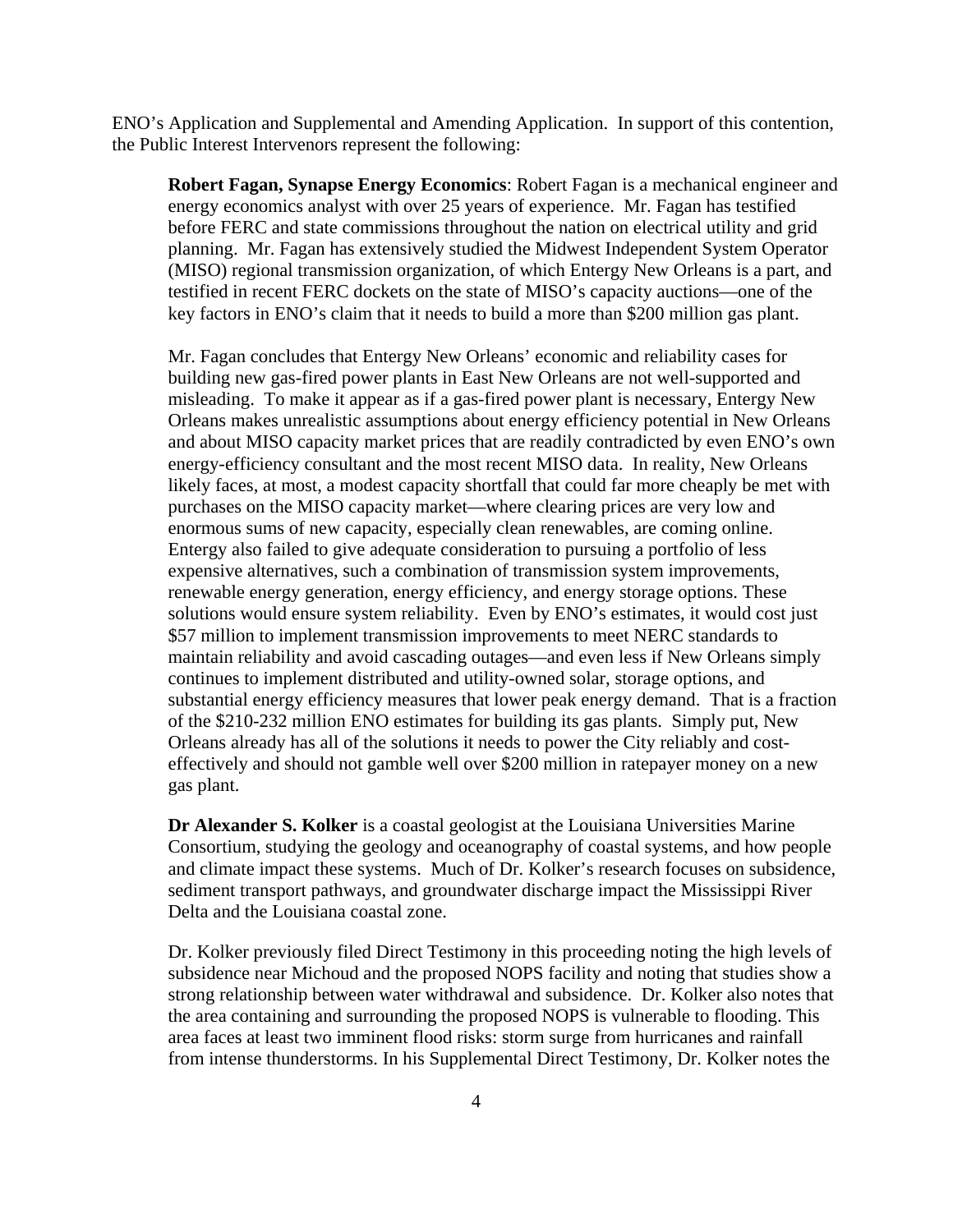ENO's Application and Supplemental and Amending Application. In support of this contention, the Public Interest Intervenors represent the following:

> **Robert Fagan, Synapse Energy Economics**: Robert Fagan is a mechanical engineer and energy economics analyst with over 25 years of experience. Mr. Fagan has testified before FERC and state commissions throughout the nation on electrical utility and grid planning. Mr. Fagan has extensively studied the Midwest Independent System Operator (MISO) regional transmission organization, of which Entergy New Orleans is a part, and testified in recent FERC dockets on the state of MISO's capacity auctions—one of the key factors in ENO's claim that it needs to build a more than $200 million gas plant.
>
> Mr. Fagan concludes that Entergy New Orleans' economic and reliability cases for building new gas-fired power plants in East New Orleans are not well-supported and misleading. To make it appear as if a gas-fired power plant is necessary, Entergy New Orleans makes unrealistic assumptions about energy efficiency potential in New Orleans and about MISO capacity market prices that are readily contradicted by even ENO's own energy-efficiency consultant and the most recent MISO data. In reality, New Orleans likely faces, at most, a modest capacity shortfall that could far more cheaply be met with purchases on the MISO capacity market—where clearing prices are very low and enormous sums of new capacity, especially clean renewables, are coming online. Entergy also failed to give adequate consideration to pursuing a portfolio of less expensive alternatives, such a combination of transmission system improvements, renewable energy generation, energy efficiency, and energy storage options. These solutions would ensure system reliability. Even by ENO's estimates, it would cost just $57 million to implement transmission improvements to meet NERC standards to maintain reliability and avoid cascading outages—and even less if New Orleans simply continues to implement distributed and utility-owned solar, storage options, and substantial energy efficiency measures that lower peak energy demand. That is a fraction of the $210-232 million ENO estimates for building its gas plants. Simply put, New Orleans already has all of the solutions it needs to power the City reliably and cost-effectively and should not gamble well over $200 million in ratepayer money on a new gas plant.
>
> **Dr Alexander S. Kolker** is a coastal geologist at the Louisiana Universities Marine Consortium, studying the geology and oceanography of coastal systems, and how people and climate impact these systems. Much of Dr. Kolker's research focuses on subsidence, sediment transport pathways, and groundwater discharge impact the Mississippi River Delta and the Louisiana coastal zone.
>
> Dr. Kolker previously filed Direct Testimony in this proceeding noting the high levels of subsidence near Michoud and the proposed NOPS facility and noting that studies show a strong relationship between water withdrawal and subsidence. Dr. Kolker also notes that the area containing and surrounding the proposed NOPS is vulnerable to flooding. This area faces at least two imminent flood risks: storm surge from hurricanes and rainfall from intense thunderstorms. In his Supplemental Direct Testimony, Dr. Kolker notes the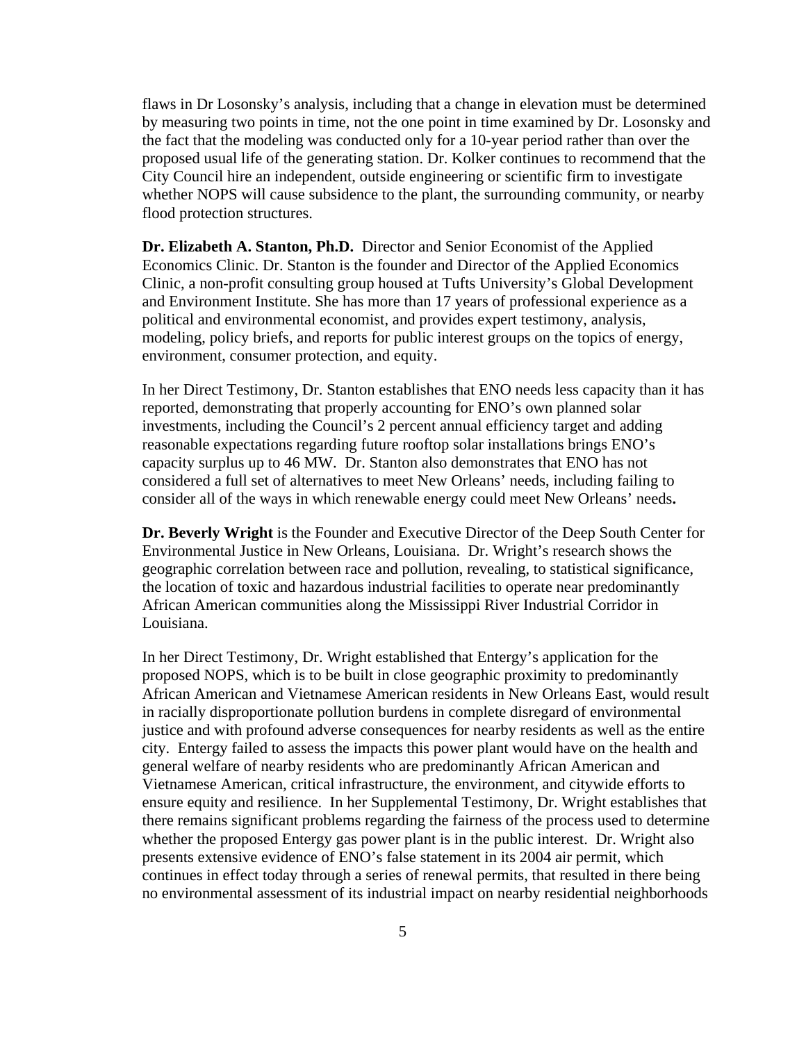flaws in Dr Losonsky's analysis, including that a change in elevation must be determined by measuring two points in time, not the one point in time examined by Dr. Losonsky and the fact that the modeling was conducted only for a 10-year period rather than over the proposed usual life of the generating station. Dr. Kolker continues to recommend that the City Council hire an independent, outside engineering or scientific firm to investigate whether NOPS will cause subsidence to the plant, the surrounding community, or nearby flood protection structures.

**Dr. Elizabeth A. Stanton, Ph.D.** Director and Senior Economist of the Applied Economics Clinic. Dr. Stanton is the founder and Director of the Applied Economics Clinic, a non-profit consulting group housed at Tufts University's Global Development and Environment Institute. She has more than 17 years of professional experience as a political and environmental economist, and provides expert testimony, analysis, modeling, policy briefs, and reports for public interest groups on the topics of energy, environment, consumer protection, and equity.

In her Direct Testimony, Dr. Stanton establishes that ENO needs less capacity than it has reported, demonstrating that properly accounting for ENO's own planned solar investments, including the Council's 2 percent annual efficiency target and adding reasonable expectations regarding future rooftop solar installations brings ENO's capacity surplus up to 46 MW. Dr. Stanton also demonstrates that ENO has not considered a full set of alternatives to meet New Orleans' needs, including failing to consider all of the ways in which renewable energy could meet New Orleans' needs**.**

**Dr. Beverly Wright** is the Founder and Executive Director of the Deep South Center for Environmental Justice in New Orleans, Louisiana. Dr. Wright's research shows the geographic correlation between race and pollution, revealing, to statistical significance, the location of toxic and hazardous industrial facilities to operate near predominantly African American communities along the Mississippi River Industrial Corridor in Louisiana.

In her Direct Testimony, Dr. Wright established that Entergy's application for the proposed NOPS, which is to be built in close geographic proximity to predominantly African American and Vietnamese American residents in New Orleans East, would result in racially disproportionate pollution burdens in complete disregard of environmental justice and with profound adverse consequences for nearby residents as well as the entire city. Entergy failed to assess the impacts this power plant would have on the health and general welfare of nearby residents who are predominantly African American and Vietnamese American, critical infrastructure, the environment, and citywide efforts to ensure equity and resilience. In her Supplemental Testimony, Dr. Wright establishes that there remains significant problems regarding the fairness of the process used to determine whether the proposed Entergy gas power plant is in the public interest. Dr. Wright also presents extensive evidence of ENO's false statement in its 2004 air permit, which continues in effect today through a series of renewal permits, that resulted in there being no environmental assessment of its industrial impact on nearby residential neighborhoods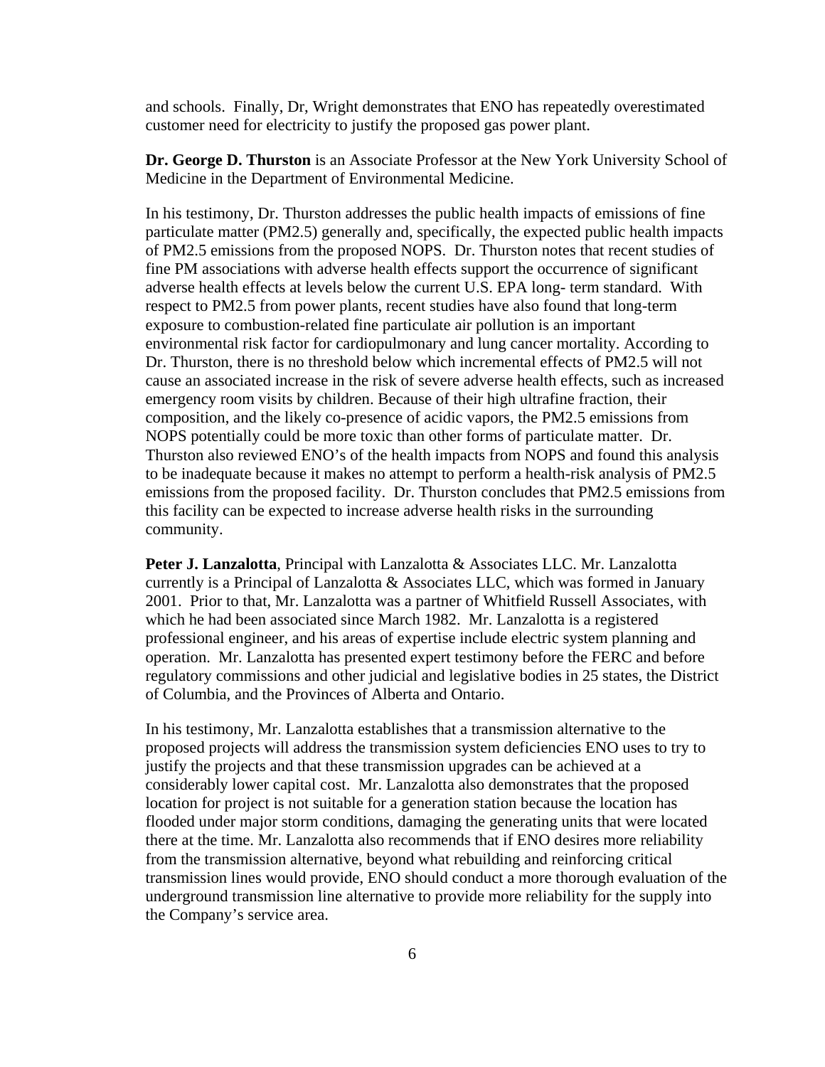and schools. Finally, Dr, Wright demonstrates that ENO has repeatedly overestimated customer need for electricity to justify the proposed gas power plant.

**Dr. George D. Thurston** is an Associate Professor at the New York University School of Medicine in the Department of Environmental Medicine.

In his testimony, Dr. Thurston addresses the public health impacts of emissions of fine particulate matter (PM2.5) generally and, specifically, the expected public health impacts of PM2.5 emissions from the proposed NOPS. Dr. Thurston notes that recent studies of fine PM associations with adverse health effects support the occurrence of significant adverse health effects at levels below the current U.S. EPA long- term standard. With respect to PM2.5 from power plants, recent studies have also found that long-term exposure to combustion-related fine particulate air pollution is an important environmental risk factor for cardiopulmonary and lung cancer mortality. According to Dr. Thurston, there is no threshold below which incremental effects of PM2.5 will not cause an associated increase in the risk of severe adverse health effects, such as increased emergency room visits by children. Because of their high ultrafine fraction, their composition, and the likely co-presence of acidic vapors, the PM2.5 emissions from NOPS potentially could be more toxic than other forms of particulate matter. Dr. Thurston also reviewed ENO's of the health impacts from NOPS and found this analysis to be inadequate because it makes no attempt to perform a health-risk analysis of PM2.5 emissions from the proposed facility. Dr. Thurston concludes that PM2.5 emissions from this facility can be expected to increase adverse health risks in the surrounding community.

**Peter J. Lanzalotta**, Principal with Lanzalotta & Associates LLC. Mr. Lanzalotta currently is a Principal of Lanzalotta & Associates LLC, which was formed in January 2001. Prior to that, Mr. Lanzalotta was a partner of Whitfield Russell Associates, with which he had been associated since March 1982. Mr. Lanzalotta is a registered professional engineer, and his areas of expertise include electric system planning and operation. Mr. Lanzalotta has presented expert testimony before the FERC and before regulatory commissions and other judicial and legislative bodies in 25 states, the District of Columbia, and the Provinces of Alberta and Ontario.

In his testimony, Mr. Lanzalotta establishes that a transmission alternative to the proposed projects will address the transmission system deficiencies ENO uses to try to justify the projects and that these transmission upgrades can be achieved at a considerably lower capital cost. Mr. Lanzalotta also demonstrates that the proposed location for project is not suitable for a generation station because the location has flooded under major storm conditions, damaging the generating units that were located there at the time. Mr. Lanzalotta also recommends that if ENO desires more reliability from the transmission alternative, beyond what rebuilding and reinforcing critical transmission lines would provide, ENO should conduct a more thorough evaluation of the underground transmission line alternative to provide more reliability for the supply into the Company's service area.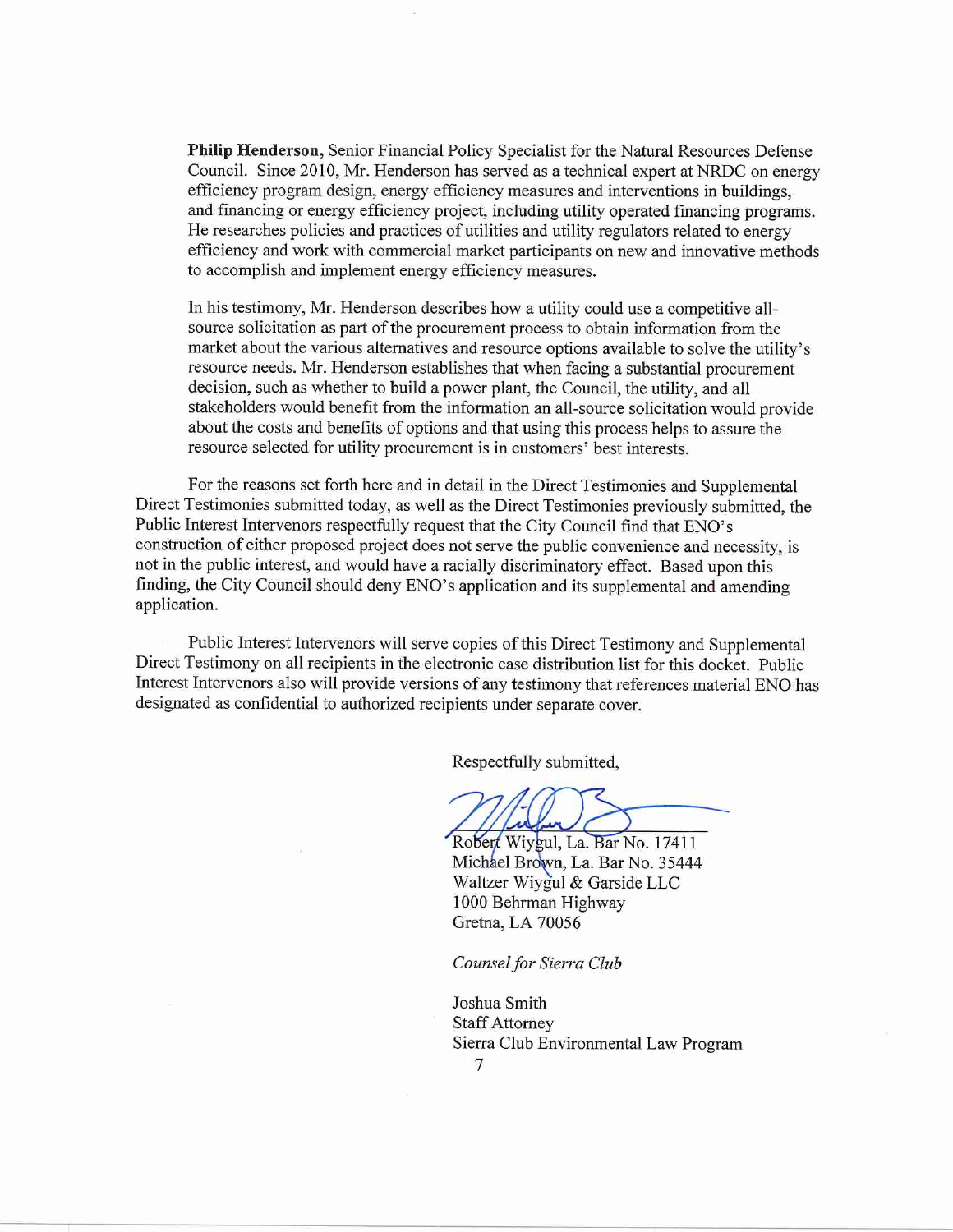**Philip Henderson,** Senior Financial Policy Specialist for the Natural Resources Defense Council. Since 2010, Mr. Henderson has served as a technical expert at NRDC on energy efficiency program design, energy efficiency measures and interventions in buildings, and financing or energy efficiency project, including utility operated financing programs. He researches policies and practices of utilities and utility regulators related to energy efficiency and work with commercial market participants on new and innovative methods to accomplish and implement energy efficiency measures.

In his testimony, Mr. Henderson describes how a utility could use a competitive all-source solicitation as part of the procurement process to obtain information from the market about the various alternatives and resource options available to solve the utility's resource needs. Mr. Henderson establishes that when facing a substantial procurement decision, such as whether to build a power plant, the Council, the utility, and all stakeholders would benefit from the information an all-source solicitation would provide about the costs and benefits of options and that using this process helps to assure the resource selected for utility procurement is in customers' best interests.

For the reasons set forth here and in detail in the Direct Testimonies and Supplemental Direct Testimonies submitted today, as well as the Direct Testimonies previously submitted, the Public Interest Intervenors respectfully request that the City Council find that ENO's construction of either proposed project does not serve the public convenience and necessity, is not in the public interest, and would have a racially discriminatory effect. Based upon this finding, the City Council should deny ENO's application and its supplemental and amending application.

Public Interest Intervenors will serve copies of this Direct Testimony and Supplemental Direct Testimony on all recipients in the electronic case distribution list for this docket. Public Interest Intervenors also will provide versions of any testimony that references material ENO has designated as confidential to authorized recipients under separate cover.

Respectfully submitted,

Robert Wiygul, La. Bar No. 17411
Michael Brown, La. Bar No. 35444
Waltzer Wiygul & Garside LLC
1000 Behrman Highway
Gretna, LA 70056

*Counsel for Sierra Club*

Joshua Smith
Staff Attorney
Sierra Club Environmental Law Program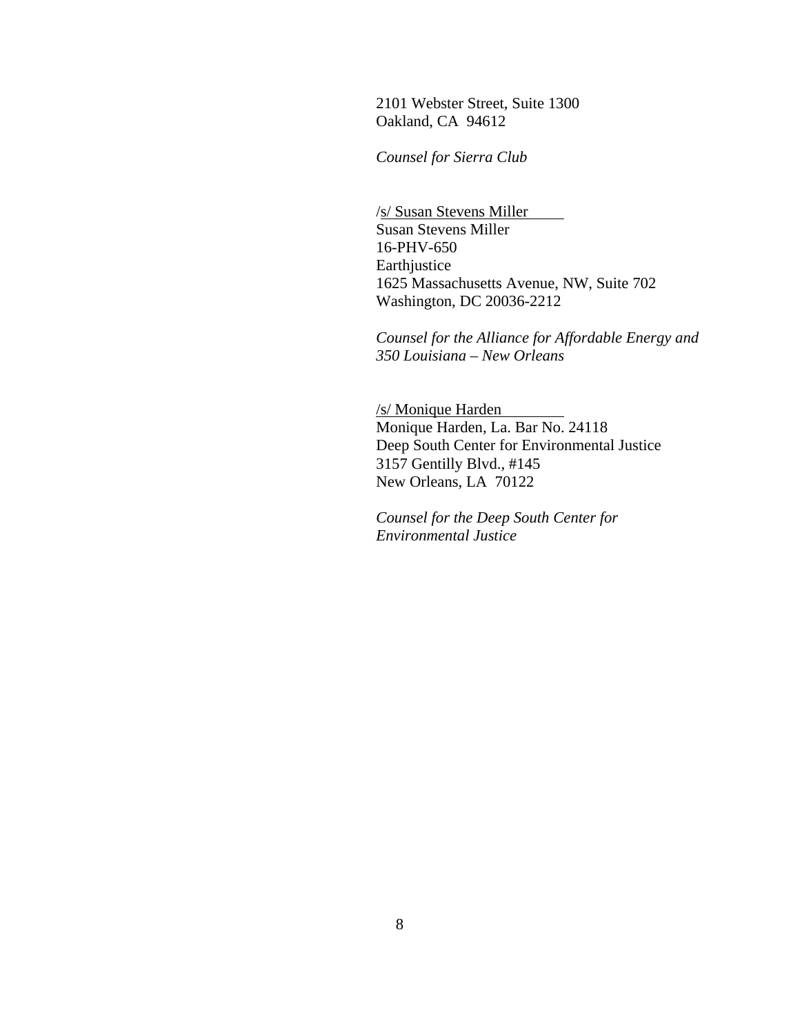2101 Webster Street, Suite 1300
Oakland, CA 94612

*Counsel for Sierra Club*

/s/ Susan Stevens Miller
Susan Stevens Miller
16-PHV-650
Earthjustice
1625 Massachusetts Avenue, NW, Suite 702
Washington, DC 20036-2212

*Counsel for the Alliance for Affordable Energy and 350 Louisiana – New Orleans*

/s/ Monique Harden
Monique Harden, La. Bar No. 24118
Deep South Center for Environmental Justice
3157 Gentilly Blvd., #145
New Orleans, LA 70122

*Counsel for the Deep South Center for Environmental Justice*